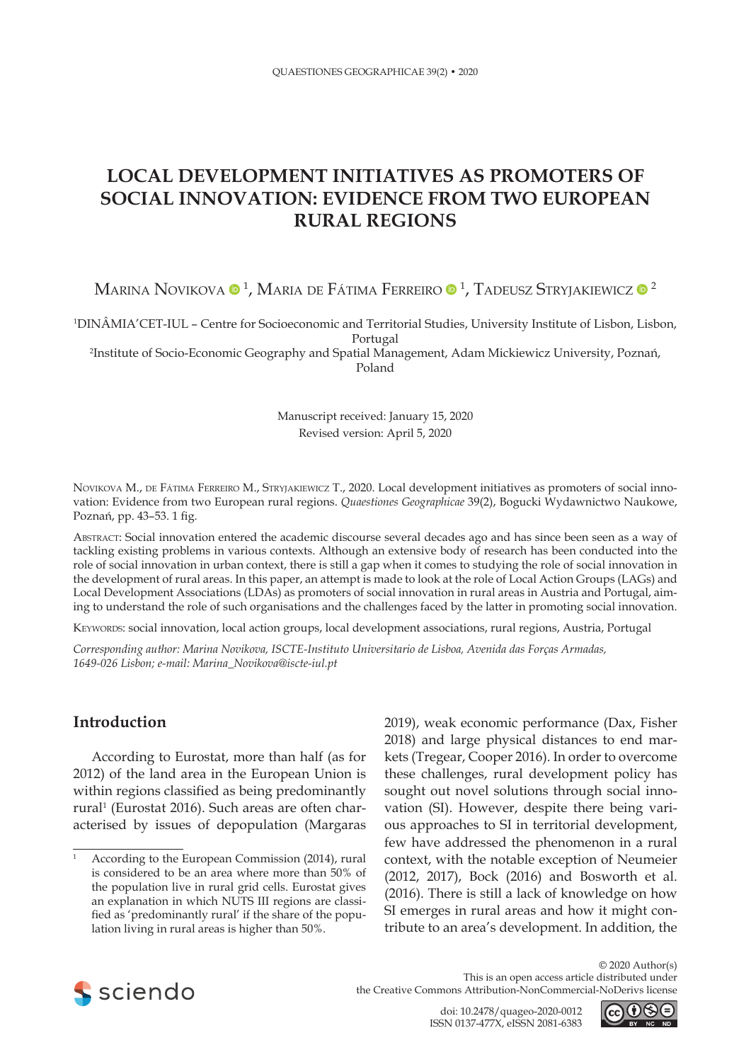# LOCAL DEVELOPMENT INITIATIVES AS PROMOTERS OF SOCIAL INNOVATION: EVIDENCE FROM TWO EUROPEAN RURAL REGIONS

Marina Novikova [1], Maria de Fátima Ferreiro [1], Tadeusz Stryjakiewicz [2]

[1]DINÂMIA'CET-IUL – Centre for Socioeconomic and Territorial Studies, University Institute of Lisbon, Lisbon, Portugal

[2]Institute of Socio-Economic Geography and Spatial Management, Adam Mickiewicz University, Poznań, Poland

Manuscript received: January 15, 2020
Revised version: April 5, 2020

Novikova M., de Fátima Ferreiro M., Stryjakiewicz T., 2020. Local development initiatives as promoters of social innovation: Evidence from two European rural regions. *Quaestiones Geographicae* 39(2), Bogucki Wydawnictwo Naukowe, Poznań, pp. 43–53. 1 fig.

Abstract: Social innovation entered the academic discourse several decades ago and has since been seen as a way of tackling existing problems in various contexts. Although an extensive body of research has been conducted into the role of social innovation in urban context, there is still a gap when it comes to studying the role of social innovation in the development of rural areas. In this paper, an attempt is made to look at the role of Local Action Groups (LAGs) and Local Development Associations (LDAs) as promoters of social innovation in rural areas in Austria and Portugal, aiming to understand the role of such organisations and the challenges faced by the latter in promoting social innovation.

Keywords: social innovation, local action groups, local development associations, rural regions, Austria, Portugal

*Corresponding author: Marina Novikova, ISCTE-Instituto Universitario de Lisboa, Avenida das Forças Armadas, 1649-026 Lisbon; e-mail: Marina_Novikova@iscte-iul.pt*

## Introduction

According to Eurostat, more than half (as for 2012) of the land area in the European Union is within regions classified as being predominantly rural[1] (Eurostat 2016). Such areas are often characterised by issues of depopulation (Margaras 2019), weak economic performance (Dax, Fisher 2018) and large physical distances to end markets (Tregear, Cooper 2016). In order to overcome these challenges, rural development policy has sought out novel solutions through social innovation (SI). However, despite there being various approaches to SI in territorial development, few have addressed the phenomenon in a rural context, with the notable exception of Neumeier (2012, 2017), Bock (2016) and Bosworth et al. (2016). There is still a lack of knowledge on how SI emerges in rural areas and how it might contribute to an area's development. In addition, the

[1] According to the European Commission (2014), rural is considered to be an area where more than 50% of the population live in rural grid cells. Eurostat gives an explanation in which NUTS III regions are classified as 'predominantly rural' if the share of the population living in rural areas is higher than 50%.

© 2020 Author(s)
This is an open access article distributed under the Creative Commons Attribution-NonCommercial-NoDerivs license

doi: 10.2478/quageo-2020-0012
ISSN 0137-477X, eISSN 2081-6383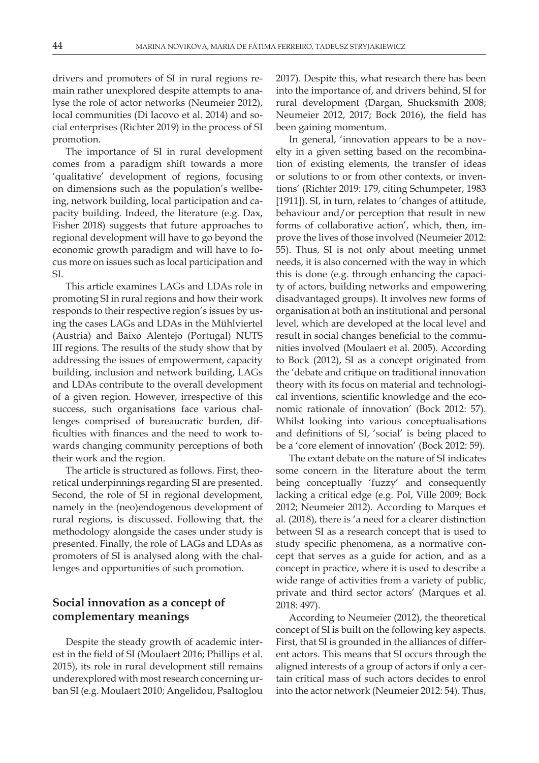drivers and promoters of SI in rural regions remain rather unexplored despite attempts to analyse the role of actor networks (Neumeier 2012), local communities (Di Iacovo et al. 2014) and social enterprises (Richter 2019) in the process of SI promotion.

The importance of SI in rural development comes from a paradigm shift towards a more 'qualitative' development of regions, focusing on dimensions such as the population's wellbeing, network building, local participation and capacity building. Indeed, the literature (e.g. Dax, Fisher 2018) suggests that future approaches to regional development will have to go beyond the economic growth paradigm and will have to focus more on issues such as local participation and SI.

This article examines LAGs and LDAs role in promoting SI in rural regions and how their work responds to their respective region's issues by using the cases LAGs and LDAs in the Mühlviertel (Austria) and Baixo Alentejo (Portugal) NUTS III regions. The results of the study show that by addressing the issues of empowerment, capacity building, inclusion and network building, LAGs and LDAs contribute to the overall development of a given region. However, irrespective of this success, such organisations face various challenges comprised of bureaucratic burden, difficulties with finances and the need to work towards changing community perceptions of both their work and the region.

The article is structured as follows. First, theoretical underpinnings regarding SI are presented. Second, the role of SI in regional development, namely in the (neo)endogenous development of rural regions, is discussed. Following that, the methodology alongside the cases under study is presented. Finally, the role of LAGs and LDAs as promoters of SI is analysed along with the challenges and opportunities of such promotion.

## Social innovation as a concept of complementary meanings

Despite the steady growth of academic interest in the field of SI (Moulaert 2016; Phillips et al. 2015), its role in rural development still remains underexplored with most research concerning urban SI (e.g. Moulaert 2010; Angelidou, Psaltoglou 2017). Despite this, what research there has been into the importance of, and drivers behind, SI for rural development (Dargan, Shucksmith 2008; Neumeier 2012, 2017; Bock 2016), the field has been gaining momentum.

In general, 'innovation appears to be a novelty in a given setting based on the recombination of existing elements, the transfer of ideas or solutions to or from other contexts, or inventions' (Richter 2019: 179, citing Schumpeter, 1983 [1911]). SI, in turn, relates to 'changes of attitude, behaviour and/or perception that result in new forms of collaborative action', which, then, improve the lives of those involved (Neumeier 2012: 55). Thus, SI is not only about meeting unmet needs, it is also concerned with the way in which this is done (e.g. through enhancing the capacity of actors, building networks and empowering disadvantaged groups). It involves new forms of organisation at both an institutional and personal level, which are developed at the local level and result in social changes beneficial to the communities involved (Moulaert et al. 2005). According to Bock (2012), SI as a concept originated from the 'debate and critique on traditional innovation theory with its focus on material and technological inventions, scientific knowledge and the economic rationale of innovation' (Bock 2012: 57). Whilst looking into various conceptualisations and definitions of SI, 'social' is being placed to be a 'core element of innovation' (Bock 2012: 59).

The extant debate on the nature of SI indicates some concern in the literature about the term being conceptually 'fuzzy' and consequently lacking a critical edge (e.g. Pol, Ville 2009; Bock 2012; Neumeier 2012). According to Marques et al. (2018), there is 'a need for a clearer distinction between SI as a research concept that is used to study specific phenomena, as a normative concept that serves as a guide for action, and as a concept in practice, where it is used to describe a wide range of activities from a variety of public, private and third sector actors' (Marques et al. 2018: 497).

According to Neumeier (2012), the theoretical concept of SI is built on the following key aspects. First, that SI is grounded in the alliances of different actors. This means that SI occurs through the aligned interests of a group of actors if only a certain critical mass of such actors decides to enrol into the actor network (Neumeier 2012: 54). Thus,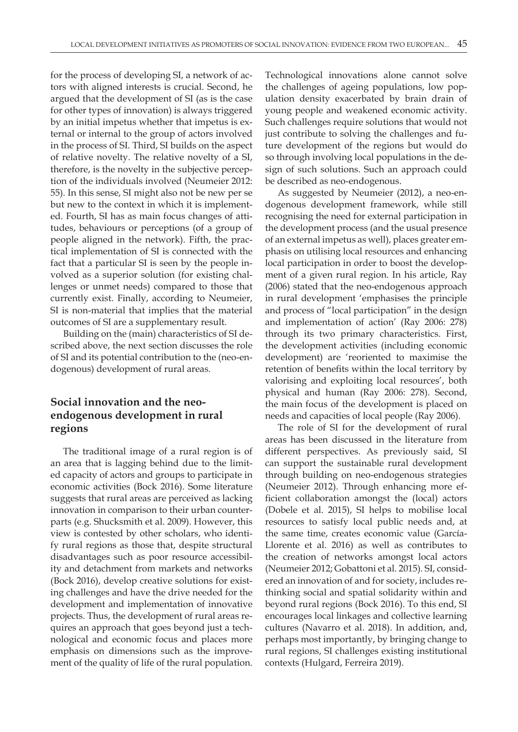for the process of developing SI, a network of actors with aligned interests is crucial. Second, he argued that the development of SI (as is the case for other types of innovation) is always triggered by an initial impetus whether that impetus is external or internal to the group of actors involved in the process of SI. Third, SI builds on the aspect of relative novelty. The relative novelty of a SI, therefore, is the novelty in the subjective perception of the individuals involved (Neumeier 2012: 55). In this sense, SI might also not be new per se but new to the context in which it is implemented. Fourth, SI has as main focus changes of attitudes, behaviours or perceptions (of a group of people aligned in the network). Fifth, the practical implementation of SI is connected with the fact that a particular SI is seen by the people involved as a superior solution (for existing challenges or unmet needs) compared to those that currently exist. Finally, according to Neumeier, SI is non-material that implies that the material outcomes of SI are a supplementary result.

Building on the (main) characteristics of SI described above, the next section discusses the role of SI and its potential contribution to the (neo-endogenous) development of rural areas.

## Social innovation and the neo-endogenous development in rural regions

The traditional image of a rural region is of an area that is lagging behind due to the limited capacity of actors and groups to participate in economic activities (Bock 2016). Some literature suggests that rural areas are perceived as lacking innovation in comparison to their urban counterparts (e.g. Shucksmith et al. 2009). However, this view is contested by other scholars, who identify rural regions as those that, despite structural disadvantages such as poor resource accessibility and detachment from markets and networks (Bock 2016), develop creative solutions for existing challenges and have the drive needed for the development and implementation of innovative projects. Thus, the development of rural areas requires an approach that goes beyond just a technological and economic focus and places more emphasis on dimensions such as the improvement of the quality of life of the rural population.

Technological innovations alone cannot solve the challenges of ageing populations, low population density exacerbated by brain drain of young people and weakened economic activity. Such challenges require solutions that would not just contribute to solving the challenges and future development of the regions but would do so through involving local populations in the design of such solutions. Such an approach could be described as neo-endogenous.

As suggested by Neumeier (2012), a neo-endogenous development framework, while still recognising the need for external participation in the development process (and the usual presence of an external impetus as well), places greater emphasis on utilising local resources and enhancing local participation in order to boost the development of a given rural region. In his article, Ray (2006) stated that the neo-endogenous approach in rural development 'emphasises the principle and process of "local participation" in the design and implementation of action' (Ray 2006: 278) through its two primary characteristics. First, the development activities (including economic development) are 'reoriented to maximise the retention of benefits within the local territory by valorising and exploiting local resources', both physical and human (Ray 2006: 278). Second, the main focus of the development is placed on needs and capacities of local people (Ray 2006).

The role of SI for the development of rural areas has been discussed in the literature from different perspectives. As previously said, SI can support the sustainable rural development through building on neo-endogenous strategies (Neumeier 2012). Through enhancing more efficient collaboration amongst the (local) actors (Dobele et al. 2015), SI helps to mobilise local resources to satisfy local public needs and, at the same time, creates economic value (García-Llorente et al. 2016) as well as contributes to the creation of networks amongst local actors (Neumeier 2012; Gobattoni et al. 2015). SI, considered an innovation of and for society, includes rethinking social and spatial solidarity within and beyond rural regions (Bock 2016). To this end, SI encourages local linkages and collective learning cultures (Navarro et al. 2018). In addition, and, perhaps most importantly, by bringing change to rural regions, SI challenges existing institutional contexts (Hulgard, Ferreira 2019).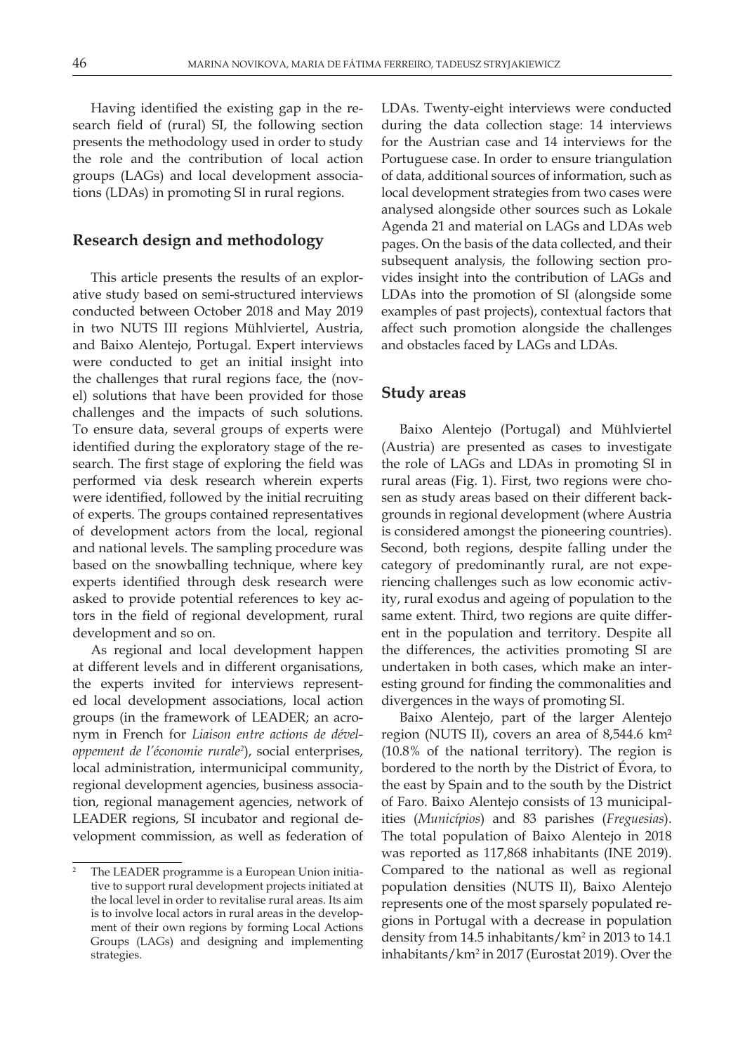Having identified the existing gap in the research field of (rural) SI, the following section presents the methodology used in order to study the role and the contribution of local action groups (LAGs) and local development associations (LDAs) in promoting SI in rural regions.

## Research design and methodology

This article presents the results of an explorative study based on semi-structured interviews conducted between October 2018 and May 2019 in two NUTS III regions Mühlviertel, Austria, and Baixo Alentejo, Portugal. Expert interviews were conducted to get an initial insight into the challenges that rural regions face, the (novel) solutions that have been provided for those challenges and the impacts of such solutions. To ensure data, several groups of experts were identified during the exploratory stage of the research. The first stage of exploring the field was performed via desk research wherein experts were identified, followed by the initial recruiting of experts. The groups contained representatives of development actors from the local, regional and national levels. The sampling procedure was based on the snowballing technique, where key experts identified through desk research were asked to provide potential references to key actors in the field of regional development, rural development and so on.

As regional and local development happen at different levels and in different organisations, the experts invited for interviews represented local development associations, local action groups (in the framework of LEADER; an acronym in French for *Liaison entre actions de développement de l'économie rurale*[2]), social enterprises, local administration, intermunicipal community, regional development agencies, business association, regional management agencies, network of LEADER regions, SI incubator and regional development commission, as well as federation of LDAs. Twenty-eight interviews were conducted during the data collection stage: 14 interviews for the Austrian case and 14 interviews for the Portuguese case. In order to ensure triangulation of data, additional sources of information, such as local development strategies from two cases were analysed alongside other sources such as Lokale Agenda 21 and material on LAGs and LDAs web pages. On the basis of the data collected, and their subsequent analysis, the following section provides insight into the contribution of LAGs and LDAs into the promotion of SI (alongside some examples of past projects), contextual factors that affect such promotion alongside the challenges and obstacles faced by LAGs and LDAs.

## Study areas

Baixo Alentejo (Portugal) and Mühlviertel (Austria) are presented as cases to investigate the role of LAGs and LDAs in promoting SI in rural areas (Fig. 1). First, two regions were chosen as study areas based on their different backgrounds in regional development (where Austria is considered amongst the pioneering countries). Second, both regions, despite falling under the category of predominantly rural, are not experiencing challenges such as low economic activity, rural exodus and ageing of population to the same extent. Third, two regions are quite different in the population and territory. Despite all the differences, the activities promoting SI are undertaken in both cases, which make an interesting ground for finding the commonalities and divergences in the ways of promoting SI.

Baixo Alentejo, part of the larger Alentejo region (NUTS II), covers an area of 8,544.6 km² (10.8% of the national territory). The region is bordered to the north by the District of Évora, to the east by Spain and to the south by the District of Faro. Baixo Alentejo consists of 13 municipalities (*Municípios*) and 83 parishes (*Freguesias*). The total population of Baixo Alentejo in 2018 was reported as 117,868 inhabitants (INE 2019). Compared to the national as well as regional population densities (NUTS II), Baixo Alentejo represents one of the most sparsely populated regions in Portugal with a decrease in population density from 14.5 inhabitants/km² in 2013 to 14.1 inhabitants/km² in 2017 (Eurostat 2019). Over the

---

[2] The LEADER programme is a European Union initiative to support rural development projects initiated at the local level in order to revitalise rural areas. Its aim is to involve local actors in rural areas in the development of their own regions by forming Local Actions Groups (LAGs) and designing and implementing strategies.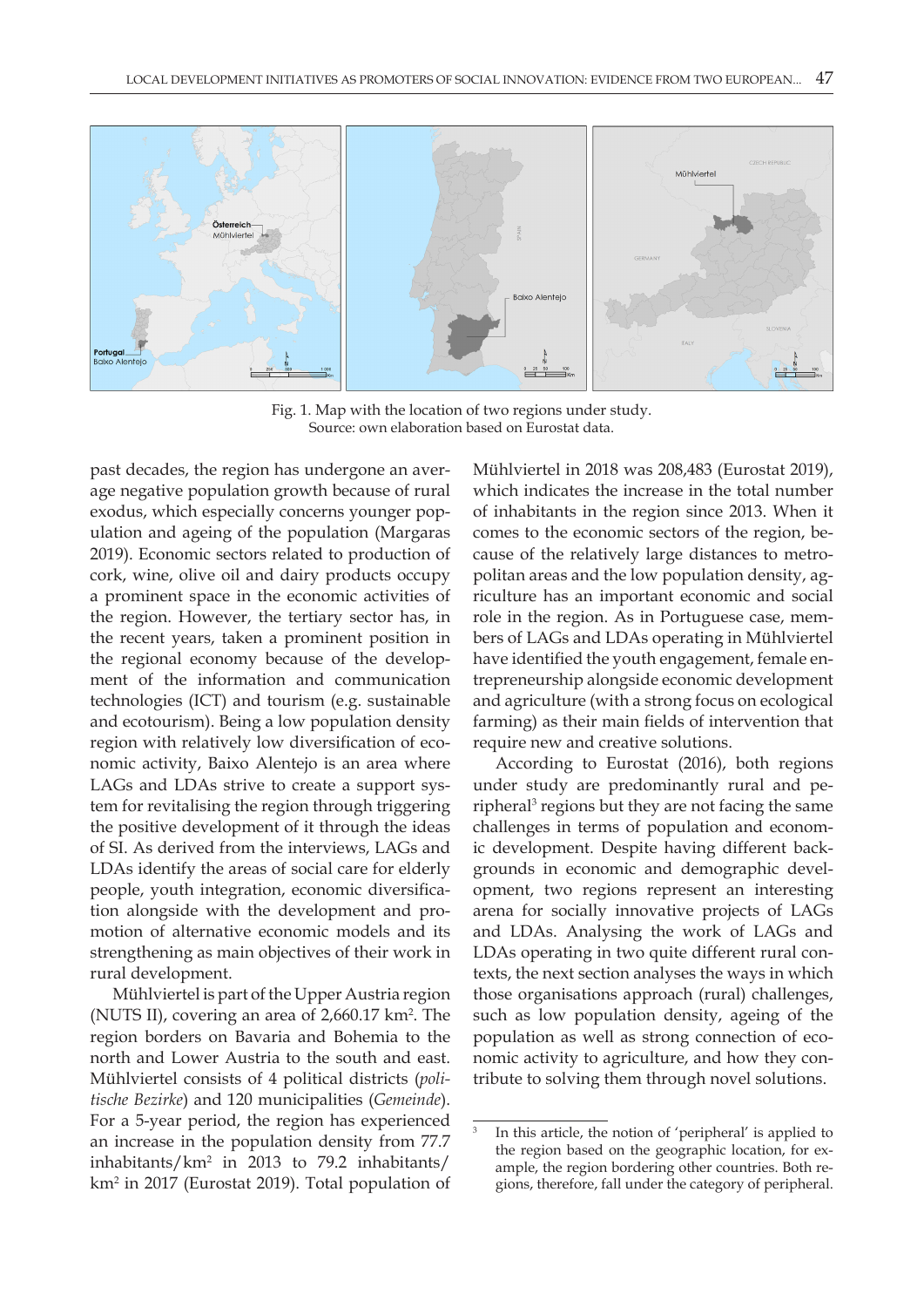Fig. 1. Map with the location of two regions under study.
Source: own elaboration based on Eurostat data.

past decades, the region has undergone an average negative population growth because of rural exodus, which especially concerns younger population and ageing of the population (Margaras 2019). Economic sectors related to production of cork, wine, olive oil and dairy products occupy a prominent space in the economic activities of the region. However, the tertiary sector has, in the recent years, taken a prominent position in the regional economy because of the development of the information and communication technologies (ICT) and tourism (e.g. sustainable and ecotourism). Being a low population density region with relatively low diversification of economic activity, Baixo Alentejo is an area where LAGs and LDAs strive to create a support system for revitalising the region through triggering the positive development of it through the ideas of SI. As derived from the interviews, LAGs and LDAs identify the areas of social care for elderly people, youth integration, economic diversification alongside with the development and promotion of alternative economic models and its strengthening as main objectives of their work in rural development.

Mühlviertel is part of the Upper Austria region (NUTS II), covering an area of 2,660.17 km$^2$. The region borders on Bavaria and Bohemia to the north and Lower Austria to the south and east. Mühlviertel consists of 4 political districts (*politische Bezirke*) and 120 municipalities (*Gemeinde*). For a 5-year period, the region has experienced an increase in the population density from 77.7 inhabitants/km$^2$ in 2013 to 79.2 inhabitants/km$^2$ in 2017 (Eurostat 2019). Total population of Mühlviertel in 2018 was 208,483 (Eurostat 2019), which indicates the increase in the total number of inhabitants in the region since 2013. When it comes to the economic sectors of the region, because of the relatively large distances to metropolitan areas and the low population density, agriculture has an important economic and social role in the region. As in Portuguese case, members of LAGs and LDAs operating in Mühlviertel have identified the youth engagement, female entrepreneurship alongside economic development and agriculture (with a strong focus on ecological farming) as their main fields of intervention that require new and creative solutions.

According to Eurostat (2016), both regions under study are predominantly rural and peripheral[3] regions but they are not facing the same challenges in terms of population and economic development. Despite having different backgrounds in economic and demographic development, two regions represent an interesting arena for socially innovative projects of LAGs and LDAs. Analysing the work of LAGs and LDAs operating in two quite different rural contexts, the next section analyses the ways in which those organisations approach (rural) challenges, such as low population density, ageing of the population as well as strong connection of economic activity to agriculture, and how they contribute to solving them through novel solutions.

[3] In this article, the notion of 'peripheral' is applied to the region based on the geographic location, for example, the region bordering other countries. Both regions, therefore, fall under the category of peripheral.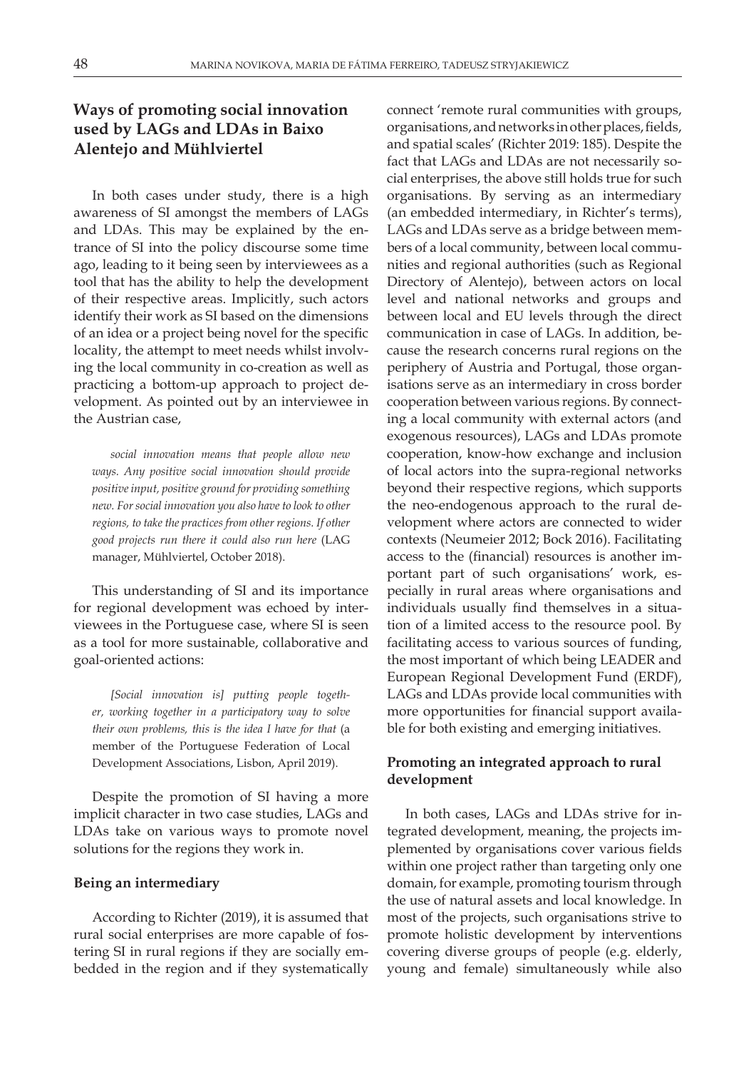## Ways of promoting social innovation used by LAGs and LDAs in Baixo Alentejo and Mühlviertel

In both cases under study, there is a high awareness of SI amongst the members of LAGs and LDAs. This may be explained by the entrance of SI into the policy discourse some time ago, leading to it being seen by interviewees as a tool that has the ability to help the development of their respective areas. Implicitly, such actors identify their work as SI based on the dimensions of an idea or a project being novel for the specific locality, the attempt to meet needs whilst involving the local community in co-creation as well as practicing a bottom-up approach to project development. As pointed out by an interviewee in the Austrian case,

> *social innovation means that people allow new ways. Any positive social innovation should provide positive input, positive ground for providing something new. For social innovation you also have to look to other regions, to take the practices from other regions. If other good projects run there it could also run here* (LAG manager, Mühlviertel, October 2018).

This understanding of SI and its importance for regional development was echoed by interviewees in the Portuguese case, where SI is seen as a tool for more sustainable, collaborative and goal-oriented actions:

> *[Social innovation is] putting people together, working together in a participatory way to solve their own problems, this is the idea I have for that* (a member of the Portuguese Federation of Local Development Associations, Lisbon, April 2019).

Despite the promotion of SI having a more implicit character in two case studies, LAGs and LDAs take on various ways to promote novel solutions for the regions they work in.

### Being an intermediary

According to Richter (2019), it is assumed that rural social enterprises are more capable of fostering SI in rural regions if they are socially embedded in the region and if they systematically connect 'remote rural communities with groups, organisations, and networks in other places, fields, and spatial scales' (Richter 2019: 185). Despite the fact that LAGs and LDAs are not necessarily social enterprises, the above still holds true for such organisations. By serving as an intermediary (an embedded intermediary, in Richter's terms), LAGs and LDAs serve as a bridge between members of a local community, between local communities and regional authorities (such as Regional Directory of Alentejo), between actors on local level and national networks and groups and between local and EU levels through the direct communication in case of LAGs. In addition, because the research concerns rural regions on the periphery of Austria and Portugal, those organisations serve as an intermediary in cross border cooperation between various regions. By connecting a local community with external actors (and exogenous resources), LAGs and LDAs promote cooperation, know-how exchange and inclusion of local actors into the supra-regional networks beyond their respective regions, which supports the neo-endogenous approach to the rural development where actors are connected to wider contexts (Neumeier 2012; Bock 2016). Facilitating access to the (financial) resources is another important part of such organisations' work, especially in rural areas where organisations and individuals usually find themselves in a situation of a limited access to the resource pool. By facilitating access to various sources of funding, the most important of which being LEADER and European Regional Development Fund (ERDF), LAGs and LDAs provide local communities with more opportunities for financial support available for both existing and emerging initiatives.

### Promoting an integrated approach to rural development

In both cases, LAGs and LDAs strive for integrated development, meaning, the projects implemented by organisations cover various fields within one project rather than targeting only one domain, for example, promoting tourism through the use of natural assets and local knowledge. In most of the projects, such organisations strive to promote holistic development by interventions covering diverse groups of people (e.g. elderly, young and female) simultaneously while also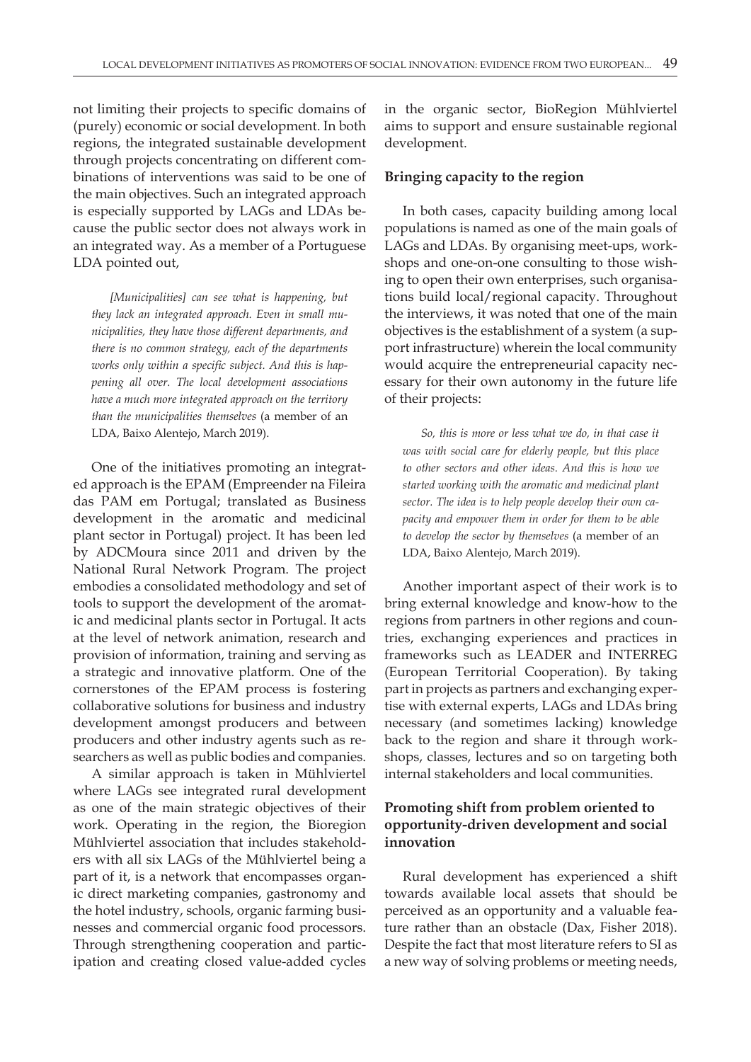not limiting their projects to specific domains of (purely) economic or social development. In both regions, the integrated sustainable development through projects concentrating on different combinations of interventions was said to be one of the main objectives. Such an integrated approach is especially supported by LAGs and LDAs because the public sector does not always work in an integrated way. As a member of a Portuguese LDA pointed out,

> *[Municipalities] can see what is happening, but they lack an integrated approach. Even in small municipalities, they have those different departments, and there is no common strategy, each of the departments works only within a specific subject. And this is happening all over. The local development associations have a much more integrated approach on the territory than the municipalities themselves* (a member of an LDA, Baixo Alentejo, March 2019).

One of the initiatives promoting an integrated approach is the EPAM (Empreender na Fileira das PAM em Portugal; translated as Business development in the aromatic and medicinal plant sector in Portugal) project. It has been led by ADCMoura since 2011 and driven by the National Rural Network Program. The project embodies a consolidated methodology and set of tools to support the development of the aromatic and medicinal plants sector in Portugal. It acts at the level of network animation, research and provision of information, training and serving as a strategic and innovative platform. One of the cornerstones of the EPAM process is fostering collaborative solutions for business and industry development amongst producers and between producers and other industry agents such as researchers as well as public bodies and companies.

A similar approach is taken in Mühlviertel where LAGs see integrated rural development as one of the main strategic objectives of their work. Operating in the region, the Bioregion Mühlviertel association that includes stakeholders with all six LAGs of the Mühlviertel being a part of it, is a network that encompasses organic direct marketing companies, gastronomy and the hotel industry, schools, organic farming businesses and commercial organic food processors. Through strengthening cooperation and participation and creating closed value-added cycles in the organic sector, BioRegion Mühlviertel aims to support and ensure sustainable regional development.

### Bringing capacity to the region

In both cases, capacity building among local populations is named as one of the main goals of LAGs and LDAs. By organising meet-ups, workshops and one-on-one consulting to those wishing to open their own enterprises, such organisations build local/regional capacity. Throughout the interviews, it was noted that one of the main objectives is the establishment of a system (a support infrastructure) wherein the local community would acquire the entrepreneurial capacity necessary for their own autonomy in the future life of their projects:

> *So, this is more or less what we do, in that case it was with social care for elderly people, but this place to other sectors and other ideas. And this is how we started working with the aromatic and medicinal plant sector. The idea is to help people develop their own capacity and empower them in order for them to be able to develop the sector by themselves* (a member of an LDA, Baixo Alentejo, March 2019).

Another important aspect of their work is to bring external knowledge and know-how to the regions from partners in other regions and countries, exchanging experiences and practices in frameworks such as LEADER and INTERREG (European Territorial Cooperation). By taking part in projects as partners and exchanging expertise with external experts, LAGs and LDAs bring necessary (and sometimes lacking) knowledge back to the region and share it through workshops, classes, lectures and so on targeting both internal stakeholders and local communities.

### Promoting shift from problem oriented to opportunity-driven development and social innovation

Rural development has experienced a shift towards available local assets that should be perceived as an opportunity and a valuable feature rather than an obstacle (Dax, Fisher 2018). Despite the fact that most literature refers to SI as a new way of solving problems or meeting needs,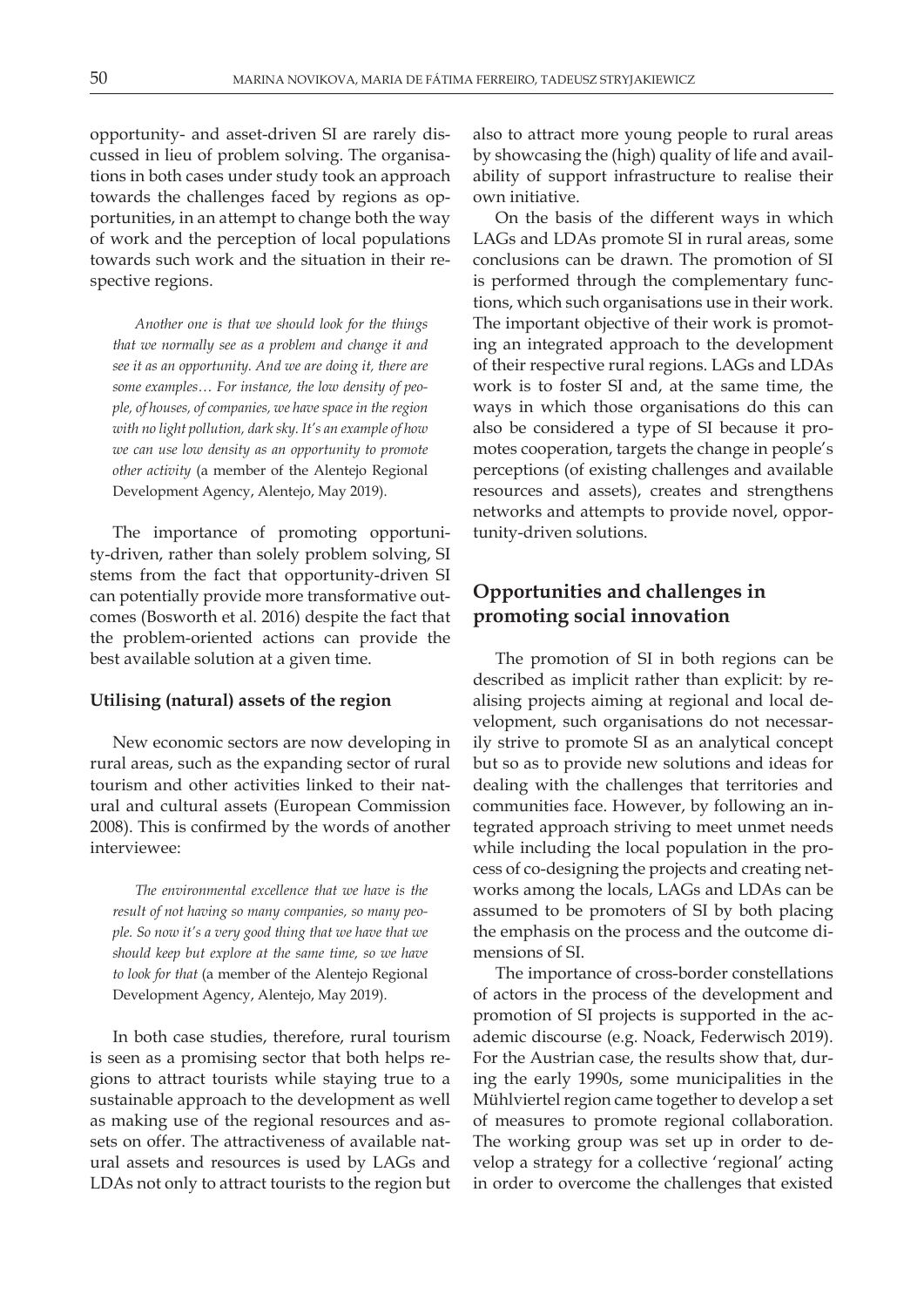opportunity- and asset-driven SI are rarely discussed in lieu of problem solving. The organisations in both cases under study took an approach towards the challenges faced by regions as opportunities, in an attempt to change both the way of work and the perception of local populations towards such work and the situation in their respective regions.

> *Another one is that we should look for the things that we normally see as a problem and change it and see it as an opportunity. And we are doing it, there are some examples… For instance, the low density of people, of houses, of companies, we have space in the region with no light pollution, dark sky. It's an example of how we can use low density as an opportunity to promote other activity* (a member of the Alentejo Regional Development Agency, Alentejo, May 2019).

The importance of promoting opportunity-driven, rather than solely problem solving, SI stems from the fact that opportunity-driven SI can potentially provide more transformative outcomes (Bosworth et al. 2016) despite the fact that the problem-oriented actions can provide the best available solution at a given time.

### Utilising (natural) assets of the region

New economic sectors are now developing in rural areas, such as the expanding sector of rural tourism and other activities linked to their natural and cultural assets (European Commission 2008). This is confirmed by the words of another interviewee:

> *The environmental excellence that we have is the result of not having so many companies, so many people. So now it's a very good thing that we have that we should keep but explore at the same time, so we have to look for that* (a member of the Alentejo Regional Development Agency, Alentejo, May 2019).

In both case studies, therefore, rural tourism is seen as a promising sector that both helps regions to attract tourists while staying true to a sustainable approach to the development as well as making use of the regional resources and assets on offer. The attractiveness of available natural assets and resources is used by LAGs and LDAs not only to attract tourists to the region but also to attract more young people to rural areas by showcasing the (high) quality of life and availability of support infrastructure to realise their own initiative.

On the basis of the different ways in which LAGs and LDAs promote SI in rural areas, some conclusions can be drawn. The promotion of SI is performed through the complementary functions, which such organisations use in their work. The important objective of their work is promoting an integrated approach to the development of their respective rural regions. LAGs and LDAs work is to foster SI and, at the same time, the ways in which those organisations do this can also be considered a type of SI because it promotes cooperation, targets the change in people's perceptions (of existing challenges and available resources and assets), creates and strengthens networks and attempts to provide novel, opportunity-driven solutions.

## Opportunities and challenges in promoting social innovation

The promotion of SI in both regions can be described as implicit rather than explicit: by realising projects aiming at regional and local development, such organisations do not necessarily strive to promote SI as an analytical concept but so as to provide new solutions and ideas for dealing with the challenges that territories and communities face. However, by following an integrated approach striving to meet unmet needs while including the local population in the process of co-designing the projects and creating networks among the locals, LAGs and LDAs can be assumed to be promoters of SI by both placing the emphasis on the process and the outcome dimensions of SI.

The importance of cross-border constellations of actors in the process of the development and promotion of SI projects is supported in the academic discourse (e.g. Noack, Federwisch 2019). For the Austrian case, the results show that, during the early 1990s, some municipalities in the Mühlviertel region came together to develop a set of measures to promote regional collaboration. The working group was set up in order to develop a strategy for a collective 'regional' acting in order to overcome the challenges that existed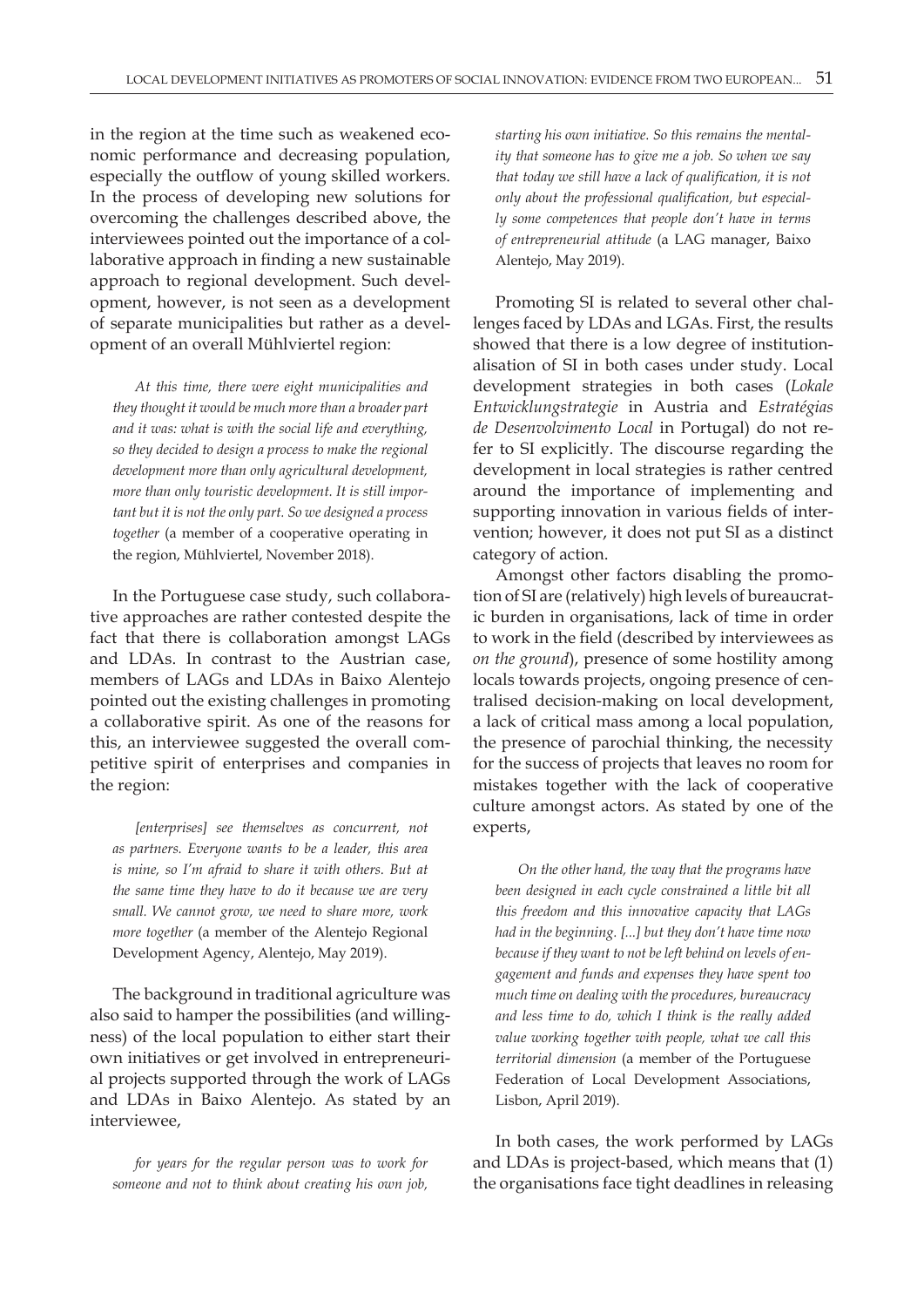in the region at the time such as weakened economic performance and decreasing population, especially the outflow of young skilled workers. In the process of developing new solutions for overcoming the challenges described above, the interviewees pointed out the importance of a collaborative approach in finding a new sustainable approach to regional development. Such development, however, is not seen as a development of separate municipalities but rather as a development of an overall Mühlviertel region:

> *At this time, there were eight municipalities and they thought it would be much more than a broader part and it was: what is with the social life and everything, so they decided to design a process to make the regional development more than only agricultural development, more than only touristic development. It is still important but it is not the only part. So we designed a process together* (a member of a cooperative operating in the region, Mühlviertel, November 2018).

In the Portuguese case study, such collaborative approaches are rather contested despite the fact that there is collaboration amongst LAGs and LDAs. In contrast to the Austrian case, members of LAGs and LDAs in Baixo Alentejo pointed out the existing challenges in promoting a collaborative spirit. As one of the reasons for this, an interviewee suggested the overall competitive spirit of enterprises and companies in the region:

> *[enterprises] see themselves as concurrent, not as partners. Everyone wants to be a leader, this area is mine, so I'm afraid to share it with others. But at the same time they have to do it because we are very small. We cannot grow, we need to share more, work more together* (a member of the Alentejo Regional Development Agency, Alentejo, May 2019).

The background in traditional agriculture was also said to hamper the possibilities (and willingness) of the local population to either start their own initiatives or get involved in entrepreneurial projects supported through the work of LAGs and LDAs in Baixo Alentejo. As stated by an interviewee,

> *for years for the regular person was to work for someone and not to think about creating his own job, starting his own initiative. So this remains the mentality that someone has to give me a job. So when we say that today we still have a lack of qualification, it is not only about the professional qualification, but especially some competences that people don't have in terms of entrepreneurial attitude* (a LAG manager, Baixo Alentejo, May 2019).

Promoting SI is related to several other challenges faced by LDAs and LGAs. First, the results showed that there is a low degree of institutionalisation of SI in both cases under study. Local development strategies in both cases (*Lokale Entwicklungsstrategie* in Austria and *Estratégias de Desenvolvimento Local* in Portugal) do not refer to SI explicitly. The discourse regarding the development in local strategies is rather centred around the importance of implementing and supporting innovation in various fields of intervention; however, it does not put SI as a distinct category of action.

Amongst other factors disabling the promotion of SI are (relatively) high levels of bureaucratic burden in organisations, lack of time in order to work in the field (described by interviewees as *on the ground*), presence of some hostility among locals towards projects, ongoing presence of centralised decision-making on local development, a lack of critical mass among a local population, the presence of parochial thinking, the necessity for the success of projects that leaves no room for mistakes together with the lack of cooperative culture amongst actors. As stated by one of the experts,

> *On the other hand, the way that the programs have been designed in each cycle constrained a little bit all this freedom and this innovative capacity that LAGs had in the beginning. [...] but they don't have time now because if they want to not be left behind on levels of engagement and funds and expenses they have spent too much time on dealing with the procedures, bureaucracy and less time to do, which I think is the really added value working together with people, what we call this territorial dimension* (a member of the Portuguese Federation of Local Development Associations, Lisbon, April 2019).

In both cases, the work performed by LAGs and LDAs is project-based, which means that (1) the organisations face tight deadlines in releasing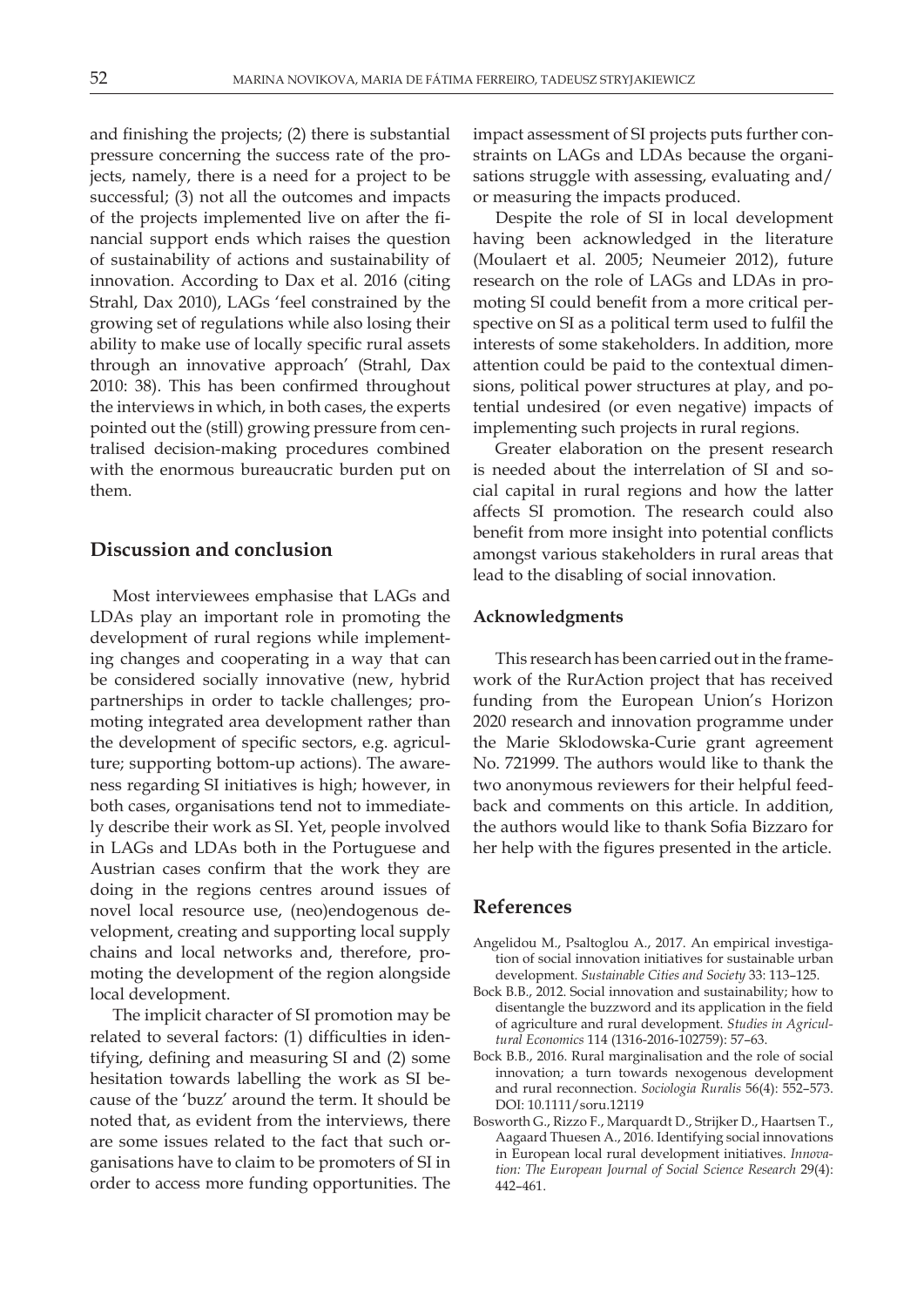and finishing the projects; (2) there is substantial pressure concerning the success rate of the projects, namely, there is a need for a project to be successful; (3) not all the outcomes and impacts of the projects implemented live on after the financial support ends which raises the question of sustainability of actions and sustainability of innovation. According to Dax et al. 2016 (citing Strahl, Dax 2010), LAGs 'feel constrained by the growing set of regulations while also losing their ability to make use of locally specific rural assets through an innovative approach' (Strahl, Dax 2010: 38). This has been confirmed throughout the interviews in which, in both cases, the experts pointed out the (still) growing pressure from centralised decision-making procedures combined with the enormous bureaucratic burden put on them.

## Discussion and conclusion

Most interviewees emphasise that LAGs and LDAs play an important role in promoting the development of rural regions while implementing changes and cooperating in a way that can be considered socially innovative (new, hybrid partnerships in order to tackle challenges; promoting integrated area development rather than the development of specific sectors, e.g. agriculture; supporting bottom-up actions). The awareness regarding SI initiatives is high; however, in both cases, organisations tend not to immediately describe their work as SI. Yet, people involved in LAGs and LDAs both in the Portuguese and Austrian cases confirm that the work they are doing in the regions centres around issues of novel local resource use, (neo)endogenous development, creating and supporting local supply chains and local networks and, therefore, promoting the development of the region alongside local development.

The implicit character of SI promotion may be related to several factors: (1) difficulties in identifying, defining and measuring SI and (2) some hesitation towards labelling the work as SI because of the 'buzz' around the term. It should be noted that, as evident from the interviews, there are some issues related to the fact that such organisations have to claim to be promoters of SI in order to access more funding opportunities. The impact assessment of SI projects puts further constraints on LAGs and LDAs because the organisations struggle with assessing, evaluating and/or measuring the impacts produced.

Despite the role of SI in local development having been acknowledged in the literature (Moulaert et al. 2005; Neumeier 2012), future research on the role of LAGs and LDAs in promoting SI could benefit from a more critical perspective on SI as a political term used to fulfil the interests of some stakeholders. In addition, more attention could be paid to the contextual dimensions, political power structures at play, and potential undesired (or even negative) impacts of implementing such projects in rural regions.

Greater elaboration on the present research is needed about the interrelation of SI and social capital in rural regions and how the latter affects SI promotion. The research could also benefit from more insight into potential conflicts amongst various stakeholders in rural areas that lead to the disabling of social innovation.

### Acknowledgments

This research has been carried out in the framework of the RurAction project that has received funding from the European Union's Horizon 2020 research and innovation programme under the Marie Sklodowska-Curie grant agreement No. 721999. The authors would like to thank the two anonymous reviewers for their helpful feedback and comments on this article. In addition, the authors would like to thank Sofia Bizzaro for her help with the figures presented in the article.

## References

Angelidou M., Psaltoglou A., 2017. An empirical investigation of social innovation initiatives for sustainable urban development. *Sustainable Cities and Society* 33: 113–125.

Bock B.B., 2012. Social innovation and sustainability; how to disentangle the buzzword and its application in the field of agriculture and rural development. *Studies in Agricultural Economics* 114 (1316-2016-102759): 57–63.

Bock B.B., 2016. Rural marginalisation and the role of social innovation; a turn towards nexogenous development and rural reconnection. *Sociologia Ruralis* 56(4): 552–573. DOI: 10.1111/soru.12119

Bosworth G., Rizzo F., Marquardt D., Strijker D., Haartsen T., Aagaard Thuesen A., 2016. Identifying social innovations in European local rural development initiatives. *Innovation: The European Journal of Social Science Research* 29(4): 442–461.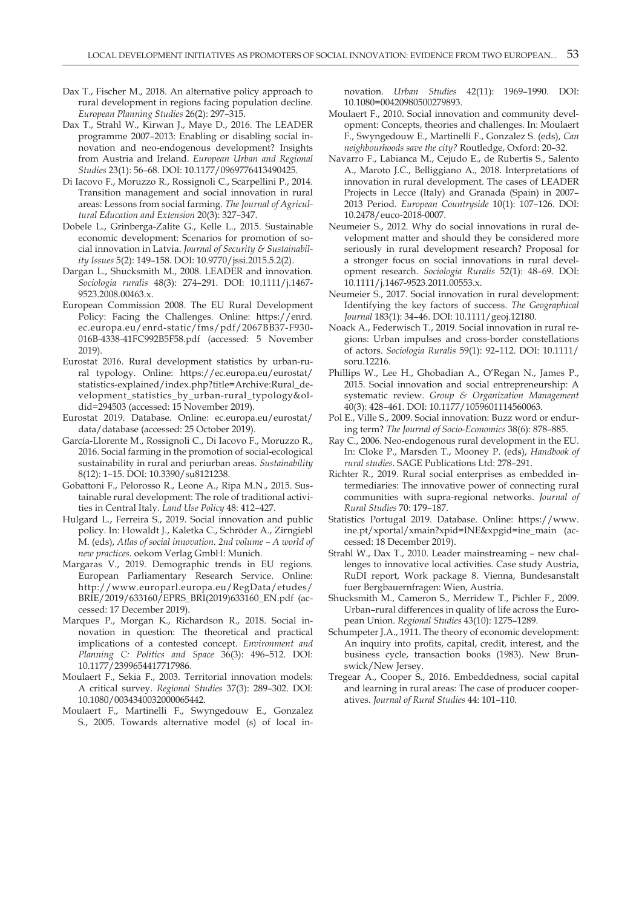Dax T., Fischer M., 2018. An alternative policy approach to rural development in regions facing population decline. *European Planning Studies* 26(2): 297–315.

Dax T., Strahl W., Kirwan J., Maye D., 2016. The LEADER programme 2007–2013: Enabling or disabling social innovation and neo-endogenous development? Insights from Austria and Ireland. *European Urban and Regional Studies* 23(1): 56–68. DOI: 10.1177/0969776413490425.

Di Iacovo F., Moruzzo R., Rossignoli C., Scarpellini P., 2014. Transition management and social innovation in rural areas: Lessons from social farming. *The Journal of Agricultural Education and Extension* 20(3): 327–347.

Dobele L., Grinberga-Zalite G., Kelle L., 2015. Sustainable economic development: Scenarios for promotion of social innovation in Latvia. *Journal of Security & Sustainability Issues* 5(2): 149–158. DOI: 10.9770/jssi.2015.5.2(2).

Dargan L., Shucksmith M., 2008. LEADER and innovation. *Sociologia ruralis* 48(3): 274–291. DOI: 10.1111/j.1467-9523.2008.00463.x.

European Commission 2008. The EU Rural Development Policy: Facing the Challenges. Online: https://enrd.ec.europa.eu/enrd-static/fms/pdf/2067BB37-F930-016B-4338-41FC992B5F58.pdf (accessed: 5 November 2019).

Eurostat 2016. Rural development statistics by urban-rural typology. Online: https://ec.europa.eu/eurostat/statistics-explained/index.php?title=Archive:Rural_development_statistics_by_urban-rural_typology&oldid=294503 (accessed: 15 November 2019).

Eurostat 2019. Database. Online: ec.europa.eu/eurostat/data/database (accessed: 25 October 2019).

García-Llorente M., Rossignoli C., Di Iacovo F., Moruzzo R., 2016. Social farming in the promotion of social-ecological sustainability in rural and periurban areas. *Sustainability* 8(12): 1–15. DOI: 10.3390/su8121238.

Gobattoni F., Pelorosso R., Leone A., Ripa M.N., 2015. Sustainable rural development: The role of traditional activities in Central Italy. *Land Use Policy* 48: 412–427.

Hulgard L., Ferreira S., 2019. Social innovation and public policy. In: Howaldt J., Kaletka C., Schröder A., Zirngiebl M. (eds), *Atlas of social innovation. 2nd volume – A world of new practices.* oekom Verlag GmbH: Munich.

Margaras V., 2019. Demographic trends in EU regions. European Parliamentary Research Service. Online: http://www.europarl.europa.eu/RegData/etudes/BRIE/2019/633160/EPRS_BRI(2019)633160_EN.pdf (accessed: 17 December 2019).

Marques P., Morgan K., Richardson R., 2018. Social innovation in question: The theoretical and practical implications of a contested concept. *Environment and Planning C: Politics and Space* 36(3): 496–512. DOI: 10.1177/2399654417717986.

Moulaert F., Sekia F., 2003. Territorial innovation models: A critical survey. *Regional Studies* 37(3): 289–302. DOI: 10.1080/0034340032000065442.

Moulaert F., Martinelli F., Swyngedouw E., Gonzalez S., 2005. Towards alternative model (s) of local innovation. *Urban Studies* 42(11): 1969–1990. DOI: 10.1080=00420980500279893.

Moulaert F., 2010. Social innovation and community development: Concepts, theories and challenges. In: Moulaert F., Swyngedouw E., Martinelli F., Gonzalez S. (eds), *Can neighbourhoods save the city?* Routledge, Oxford: 20–32.

Navarro F., Labianca M., Cejudo E., de Rubertis S., Salento A., Maroto J.C., Belliggiano A., 2018. Interpretations of innovation in rural development. The cases of LEADER Projects in Lecce (Italy) and Granada (Spain) in 2007–2013 Period. *European Countryside* 10(1): 107–126. DOI: 10.2478/euco-2018-0007.

Neumeier S., 2012. Why do social innovations in rural development matter and should they be considered more seriously in rural development research? Proposal for a stronger focus on social innovations in rural development research. *Sociologia Ruralis* 52(1): 48–69. DOI: 10.1111/j.1467-9523.2011.00553.x.

Neumeier S., 2017. Social innovation in rural development: Identifying the key factors of success. *The Geographical Journal* 183(1): 34–46. DOI: 10.1111/geoj.12180.

Noack A., Federwisch T., 2019. Social innovation in rural regions: Urban impulses and cross-border constellations of actors. *Sociologia Ruralis* 59(1): 92–112. DOI: 10.1111/soru.12216.

Phillips W., Lee H., Ghobadian A., O'Regan N., James P., 2015. Social innovation and social entrepreneurship: A systematic review. *Group & Organization Management* 40(3): 428–461. DOI: 10.1177/1059601114560063.

Pol E., Ville S., 2009. Social innovation: Buzz word or enduring term? *The Journal of Socio-Economics* 38(6): 878–885.

Ray C., 2006. Neo-endogenous rural development in the EU. In: Cloke P., Marsden T., Mooney P. (eds), *Handbook of rural studies.* SAGE Publications Ltd: 278–291.

Richter R., 2019. Rural social enterprises as embedded intermediaries: The innovative power of connecting rural communities with supra-regional networks. *Journal of Rural Studies* 70: 179–187.

Statistics Portugal 2019. Database. Online: https://www.ine.pt/xportal/xmain?xpid=INE&xpgid=ine_main (accessed: 18 December 2019).

Strahl W., Dax T., 2010. Leader mainstreaming – new challenges to innovative local activities. Case study Austria, RuDI report, Work package 8. Vienna, Bundesanstalt fuer Bergbauernfragen: Wien, Austria.

Shucksmith M., Cameron S., Merridew T., Pichler F., 2009. Urban–rural differences in quality of life across the European Union. *Regional Studies* 43(10): 1275–1289.

Schumpeter J.A., 1911. The theory of economic development: An inquiry into profits, capital, credit, interest, and the business cycle, transaction books (1983). New Brunswick/New Jersey.

Tregear A., Cooper S., 2016. Embeddedness, social capital and learning in rural areas: The case of producer cooperatives. *Journal of Rural Studies* 44: 101–110.